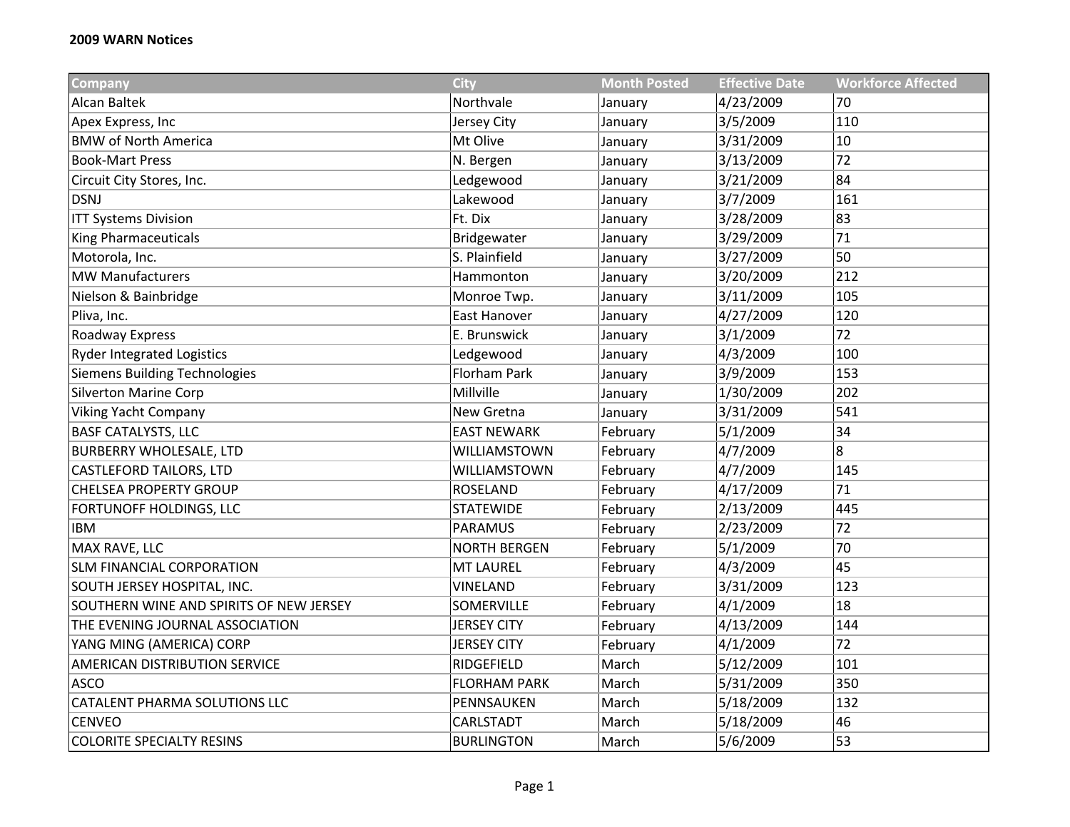**2009 WARN Notices**

| Company | City | Month Posted | Effective Date | Workforce Affected |
|---|---|---|---|---|
| Alcan Baltek | Northvale | January | 4/23/2009 | 70 |
| Apex Express, Inc | Jersey City | January | 3/5/2009 | 110 |
| BMW of North America | Mt Olive | January | 3/31/2009 | 10 |
| Book-Mart Press | N. Bergen | January | 3/13/2009 | 72 |
| Circuit City Stores, Inc. | Ledgewood | January | 3/21/2009 | 84 |
| DSNJ | Lakewood | January | 3/7/2009 | 161 |
| ITT Systems Division | Ft. Dix | January | 3/28/2009 | 83 |
| King Pharmaceuticals | Bridgewater | January | 3/29/2009 | 71 |
| Motorola, Inc. | S. Plainfield | January | 3/27/2009 | 50 |
| MW Manufacturers | Hammonton | January | 3/20/2009 | 212 |
| Nielson & Bainbridge | Monroe Twp. | January | 3/11/2009 | 105 |
| Pliva, Inc. | East Hanover | January | 4/27/2009 | 120 |
| Roadway Express | E. Brunswick | January | 3/1/2009 | 72 |
| Ryder Integrated Logistics | Ledgewood | January | 4/3/2009 | 100 |
| Siemens Building Technologies | Florham Park | January | 3/9/2009 | 153 |
| Silverton Marine Corp | Millville | January | 1/30/2009 | 202 |
| Viking Yacht Company | New Gretna | January | 3/31/2009 | 541 |
| BASF CATALYSTS, LLC | EAST NEWARK | February | 5/1/2009 | 34 |
| BURBERRY WHOLESALE, LTD | WILLIAMSTOWN | February | 4/7/2009 | 8 |
| CASTLEFORD TAILORS, LTD | WILLIAMSTOWN | February | 4/7/2009 | 145 |
| CHELSEA PROPERTY GROUP | ROSELAND | February | 4/17/2009 | 71 |
| FORTUNOFF HOLDINGS, LLC | STATEWIDE | February | 2/13/2009 | 445 |
| IBM | PARAMUS | February | 2/23/2009 | 72 |
| MAX RAVE, LLC | NORTH BERGEN | February | 5/1/2009 | 70 |
| SLM FINANCIAL CORPORATION | MT LAUREL | February | 4/3/2009 | 45 |
| SOUTH JERSEY HOSPITAL, INC. | VINELAND | February | 3/31/2009 | 123 |
| SOUTHERN WINE AND SPIRITS OF NEW JERSEY | SOMERVILLE | February | 4/1/2009 | 18 |
| THE EVENING JOURNAL ASSOCIATION | JERSEY CITY | February | 4/13/2009 | 144 |
| YANG MING (AMERICA) CORP | JERSEY CITY | February | 4/1/2009 | 72 |
| AMERICAN DISTRIBUTION SERVICE | RIDGEFIELD | March | 5/12/2009 | 101 |
| ASCO | FLORHAM PARK | March | 5/31/2009 | 350 |
| CATALENT PHARMA SOLUTIONS LLC | PENNSAUKEN | March | 5/18/2009 | 132 |
| CENVEO | CARLSTADT | March | 5/18/2009 | 46 |
| COLORITE SPECIALTY RESINS | BURLINGTON | March | 5/6/2009 | 53 |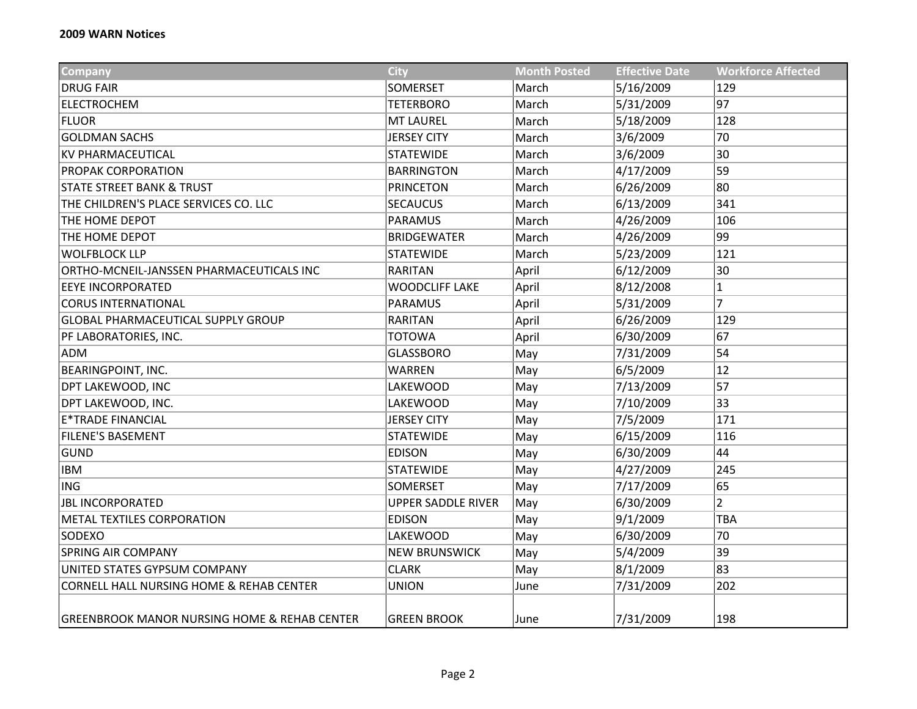**2009 WARN Notices**

| Company | City | Month Posted | Effective Date | Workforce Affected |
|---|---|---|---|---|
| DRUG FAIR | SOMERSET | March | 5/16/2009 | 129 |
| ELECTROCHEM | TETERBORO | March | 5/31/2009 | 97 |
| FLUOR | MT LAUREL | March | 5/18/2009 | 128 |
| GOLDMAN SACHS | JERSEY CITY | March | 3/6/2009 | 70 |
| KV PHARMACEUTICAL | STATEWIDE | March | 3/6/2009 | 30 |
| PROPAK CORPORATION | BARRINGTON | March | 4/17/2009 | 59 |
| STATE STREET BANK & TRUST | PRINCETON | March | 6/26/2009 | 80 |
| THE CHILDREN'S PLACE SERVICES CO. LLC | SECAUCUS | March | 6/13/2009 | 341 |
| THE HOME DEPOT | PARAMUS | March | 4/26/2009 | 106 |
| THE HOME DEPOT | BRIDGEWATER | March | 4/26/2009 | 99 |
| WOLFBLOCK LLP | STATEWIDE | March | 5/23/2009 | 121 |
| ORTHO-MCNEIL-JANSSEN PHARMACEUTICALS INC | RARITAN | April | 6/12/2009 | 30 |
| EEYE INCORPORATED | WOODCLIFF LAKE | April | 8/12/2008 | 1 |
| CORUS INTERNATIONAL | PARAMUS | April | 5/31/2009 | 7 |
| GLOBAL PHARMACEUTICAL SUPPLY GROUP | RARITAN | April | 6/26/2009 | 129 |
| PF LABORATORIES, INC. | TOTOWA | April | 6/30/2009 | 67 |
| ADM | GLASSBORO | May | 7/31/2009 | 54 |
| BEARINGPOINT, INC. | WARREN | May | 6/5/2009 | 12 |
| DPT LAKEWOOD, INC | LAKEWOOD | May | 7/13/2009 | 57 |
| DPT LAKEWOOD, INC. | LAKEWOOD | May | 7/10/2009 | 33 |
| E*TRADE FINANCIAL | JERSEY CITY | May | 7/5/2009 | 171 |
| FILENE'S BASEMENT | STATEWIDE | May | 6/15/2009 | 116 |
| GUND | EDISON | May | 6/30/2009 | 44 |
| IBM | STATEWIDE | May | 4/27/2009 | 245 |
| ING | SOMERSET | May | 7/17/2009 | 65 |
| JBL INCORPORATED | UPPER SADDLE RIVER | May | 6/30/2009 | 2 |
| METAL TEXTILES CORPORATION | EDISON | May | 9/1/2009 | TBA |
| SODEXO | LAKEWOOD | May | 6/30/2009 | 70 |
| SPRING AIR COMPANY | NEW BRUNSWICK | May | 5/4/2009 | 39 |
| UNITED STATES GYPSUM COMPANY | CLARK | May | 8/1/2009 | 83 |
| CORNELL HALL NURSING HOME & REHAB CENTER | UNION | June | 7/31/2009 | 202 |
| GREENBROOK MANOR NURSING HOME & REHAB CENTER | GREEN BROOK | June | 7/31/2009 | 198 |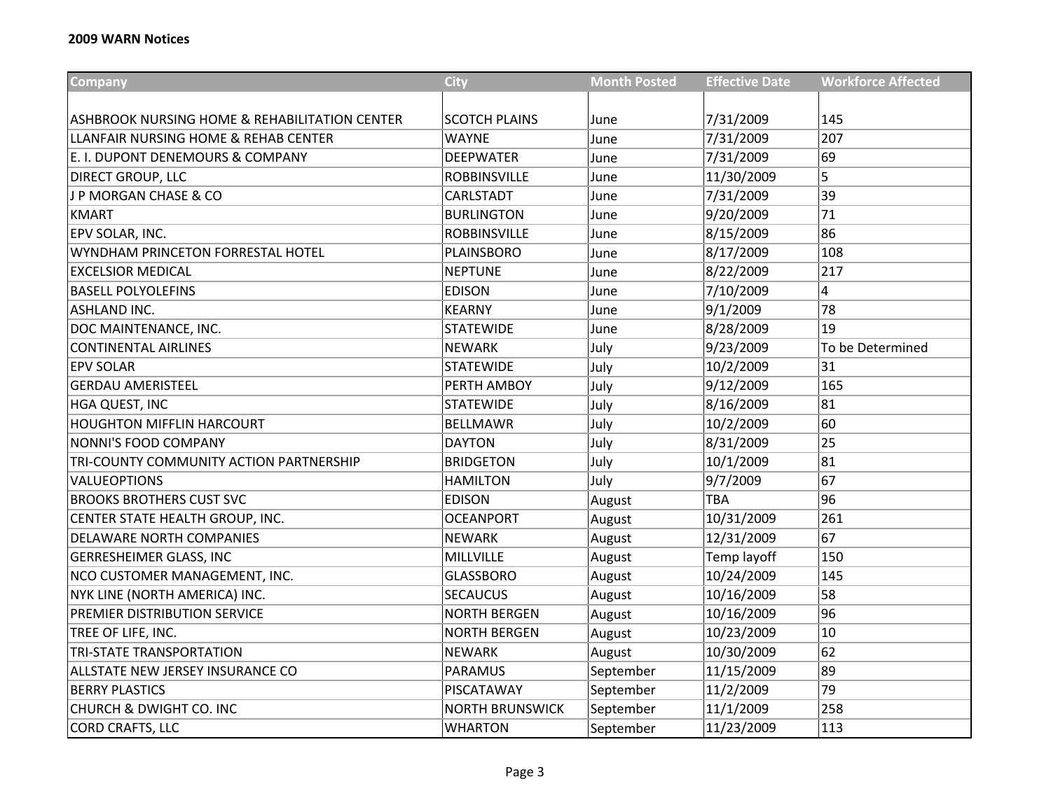**2009 WARN Notices**

| Company | City | Month Posted | Effective Date | Workforce Affected |
|---|---|---|---|---|
| ASHBROOK NURSING HOME & REHABILITATION CENTER | SCOTCH PLAINS | June | 7/31/2009 | 145 |
| LLANFAIR NURSING HOME & REHAB CENTER | WAYNE | June | 7/31/2009 | 207 |
| E. I. DUPONT DENEMOURS & COMPANY | DEEPWATER | June | 7/31/2009 | 69 |
| DIRECT GROUP, LLC | ROBBINSVILLE | June | 11/30/2009 | 5 |
| J P MORGAN CHASE & CO | CARLSTADT | June | 7/31/2009 | 39 |
| KMART | BURLINGTON | June | 9/20/2009 | 71 |
| EPV SOLAR, INC. | ROBBINSVILLE | June | 8/15/2009 | 86 |
| WYNDHAM PRINCETON FORRESTAL HOTEL | PLAINSBORO | June | 8/17/2009 | 108 |
| EXCELSIOR MEDICAL | NEPTUNE | June | 8/22/2009 | 217 |
| BASELL POLYOLEFINS | EDISON | June | 7/10/2009 | 4 |
| ASHLAND INC. | KEARNY | June | 9/1/2009 | 78 |
| DOC MAINTENANCE, INC. | STATEWIDE | June | 8/28/2009 | 19 |
| CONTINENTAL AIRLINES | NEWARK | July | 9/23/2009 | To be Determined |
| EPV SOLAR | STATEWIDE | July | 10/2/2009 | 31 |
| GERDAU AMERISTEEL | PERTH AMBOY | July | 9/12/2009 | 165 |
| HGA QUEST, INC | STATEWIDE | July | 8/16/2009 | 81 |
| HOUGHTON MIFFLIN HARCOURT | BELLMAWR | July | 10/2/2009 | 60 |
| NONNI'S FOOD COMPANY | DAYTON | July | 8/31/2009 | 25 |
| TRI-COUNTY COMMUNITY ACTION PARTNERSHIP | BRIDGETON | July | 10/1/2009 | 81 |
| VALUEOPTIONS | HAMILTON | July | 9/7/2009 | 67 |
| BROOKS BROTHERS CUST SVC | EDISON | August | TBA | 96 |
| CENTER STATE HEALTH GROUP, INC. | OCEANPORT | August | 10/31/2009 | 261 |
| DELAWARE NORTH COMPANIES | NEWARK | August | 12/31/2009 | 67 |
| GERRESHEIMER GLASS, INC | MILLVILLE | August | Temp layoff | 150 |
| NCO CUSTOMER MANAGEMENT, INC. | GLASSBORO | August | 10/24/2009 | 145 |
| NYK LINE (NORTH AMERICA) INC. | SECAUCUS | August | 10/16/2009 | 58 |
| PREMIER DISTRIBUTION SERVICE | NORTH BERGEN | August | 10/16/2009 | 96 |
| TREE OF LIFE, INC. | NORTH BERGEN | August | 10/23/2009 | 10 |
| TRI-STATE TRANSPORTATION | NEWARK | August | 10/30/2009 | 62 |
| ALLSTATE NEW JERSEY INSURANCE CO | PARAMUS | September | 11/15/2009 | 89 |
| BERRY PLASTICS | PISCATAWAY | September | 11/2/2009 | 79 |
| CHURCH & DWIGHT CO. INC | NORTH BRUNSWICK | September | 11/1/2009 | 258 |
| CORD CRAFTS, LLC | WHARTON | September | 11/23/2009 | 113 |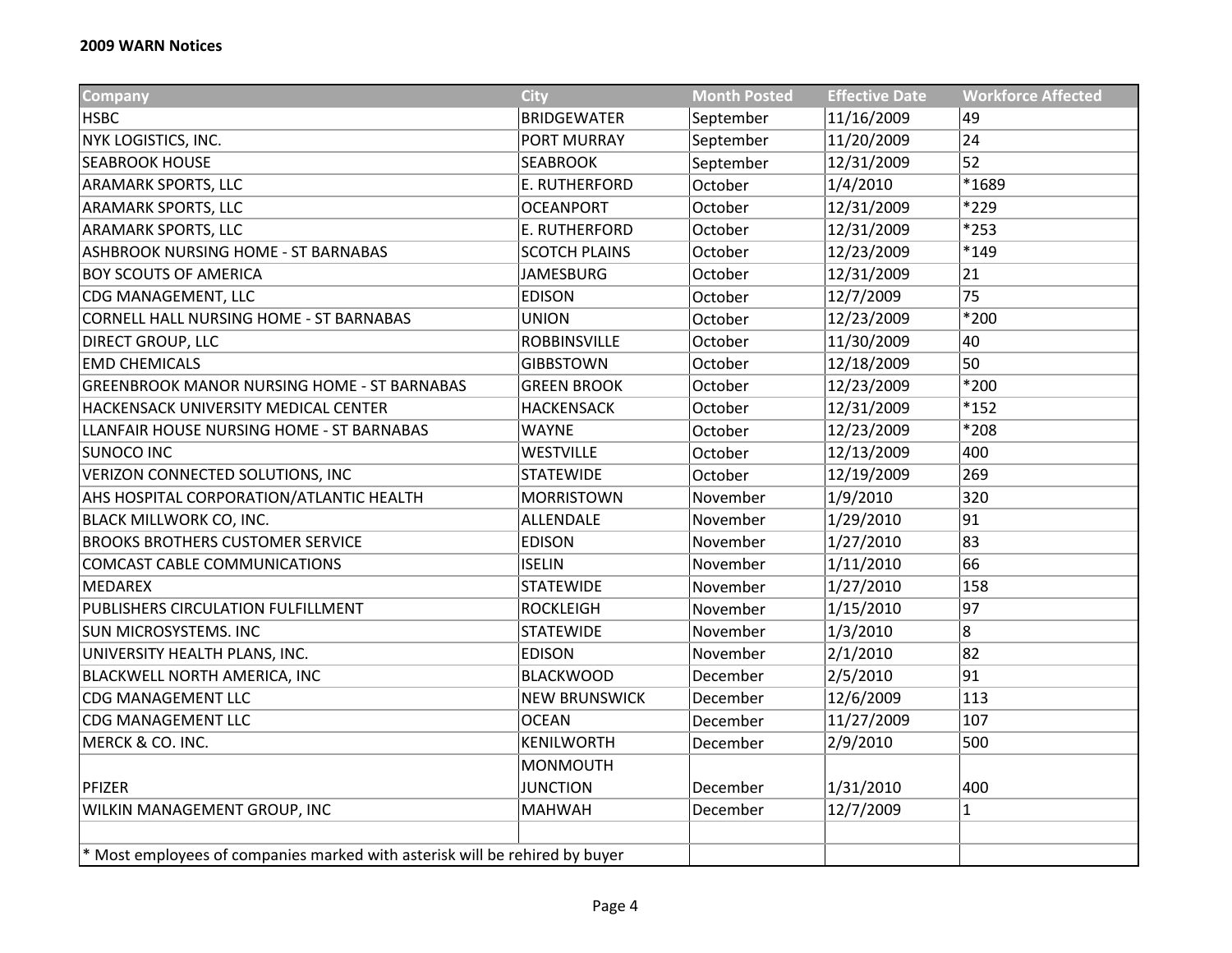**2009 WARN Notices**

| Company | City | Month Posted | Effective Date | Workforce Affected |
|---|---|---|---|---|
| HSBC | BRIDGEWATER | September | 11/16/2009 | 49 |
| NYK LOGISTICS, INC. | PORT MURRAY | September | 11/20/2009 | 24 |
| SEABROOK HOUSE | SEABROOK | September | 12/31/2009 | 52 |
| ARAMARK SPORTS, LLC | E. RUTHERFORD | October | 1/4/2010 | *1689 |
| ARAMARK SPORTS, LLC | OCEANPORT | October | 12/31/2009 | *229 |
| ARAMARK SPORTS, LLC | E. RUTHERFORD | October | 12/31/2009 | *253 |
| ASHBROOK NURSING HOME - ST BARNABAS | SCOTCH PLAINS | October | 12/23/2009 | *149 |
| BOY SCOUTS OF AMERICA | JAMESBURG | October | 12/31/2009 | 21 |
| CDG MANAGEMENT, LLC | EDISON | October | 12/7/2009 | 75 |
| CORNELL HALL NURSING HOME - ST BARNABAS | UNION | October | 12/23/2009 | *200 |
| DIRECT GROUP, LLC | ROBBINSVILLE | October | 11/30/2009 | 40 |
| EMD CHEMICALS | GIBBSTOWN | October | 12/18/2009 | 50 |
| GREENBROOK MANOR NURSING HOME - ST BARNABAS | GREEN BROOK | October | 12/23/2009 | *200 |
| HACKENSACK UNIVERSITY MEDICAL CENTER | HACKENSACK | October | 12/31/2009 | *152 |
| LLANFAIR HOUSE NURSING HOME - ST BARNABAS | WAYNE | October | 12/23/2009 | *208 |
| SUNOCO INC | WESTVILLE | October | 12/13/2009 | 400 |
| VERIZON CONNECTED SOLUTIONS, INC | STATEWIDE | October | 12/19/2009 | 269 |
| AHS HOSPITAL CORPORATION/ATLANTIC HEALTH | MORRISTOWN | November | 1/9/2010 | 320 |
| BLACK MILLWORK CO, INC. | ALLENDALE | November | 1/29/2010 | 91 |
| BROOKS BROTHERS CUSTOMER SERVICE | EDISON | November | 1/27/2010 | 83 |
| COMCAST CABLE COMMUNICATIONS | ISELIN | November | 1/11/2010 | 66 |
| MEDAREX | STATEWIDE | November | 1/27/2010 | 158 |
| PUBLISHERS CIRCULATION FULFILLMENT | ROCKLEIGH | November | 1/15/2010 | 97 |
| SUN MICROSYSTEMS. INC | STATEWIDE | November | 1/3/2010 | 8 |
| UNIVERSITY HEALTH PLANS, INC. | EDISON | November | 2/1/2010 | 82 |
| BLACKWELL NORTH AMERICA, INC | BLACKWOOD | December | 2/5/2010 | 91 |
| CDG MANAGEMENT LLC | NEW BRUNSWICK | December | 12/6/2009 | 113 |
| CDG MANAGEMENT LLC | OCEAN | December | 11/27/2009 | 107 |
| MERCK & CO. INC. | KENILWORTH | December | 2/9/2010 | 500 |
| PFIZER | MONMOUTH JUNCTION | December | 1/31/2010 | 400 |
| WILKIN MANAGEMENT GROUP, INC | MAHWAH | December | 12/7/2009 | 1 |
| | | | | |
| * Most employees of companies marked with asterisk will be rehired by buyer | | | | |